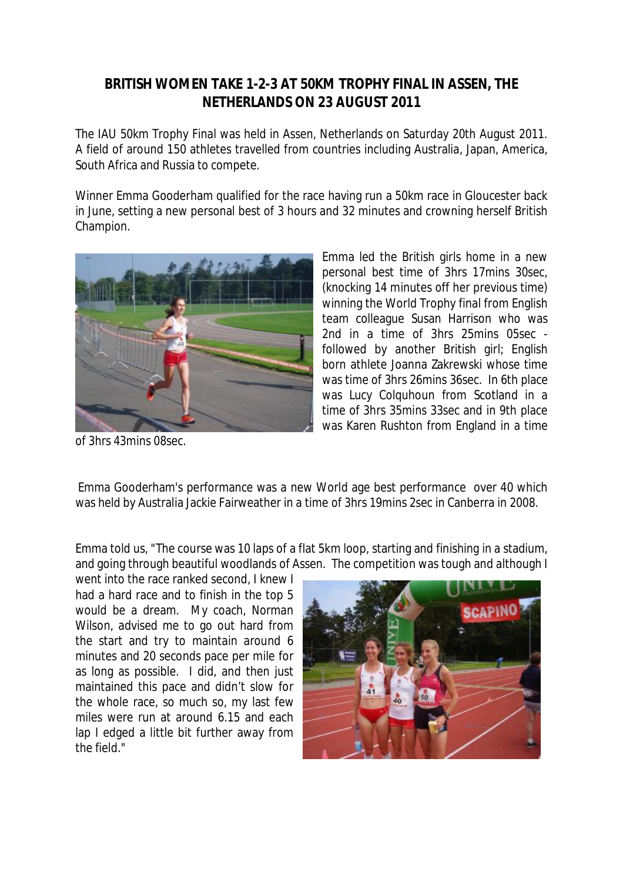## BRITISH WOMEN TAKE 1-2-3 AT 50KM TROPHY FINAL IN ASSEN, THE NETHERLANDS ON 23 AUGUST 2011

The IAU 50km Trophy Final was held in Assen, Netherlands on Saturday 20th August 2011. A field of around 150 athletes travelled from countries including Australia, Japan, America, South Africa and Russia to compete.

Winner Emma Gooderham qualified for the race having run a 50km race in Gloucester back in June, setting a new personal best of 3 hours and 32 minutes and crowning herself British Champion.

Emma led the British girls home in a new personal best time of 3hrs 17mins 30sec, (knocking 14 minutes off her previous time) winning the World Trophy final from English team colleague Susan Harrison who was 2nd in a time of 3hrs 25mins 05sec - followed by another British girl; English born athlete Joanna Zakrewski whose time was time of 3hrs 26mins 36sec. In 6th place was Lucy Colquhoun from Scotland in a time of 3hrs 35mins 33sec and in 9th place was Karen Rushton from England in a time of 3hrs 43mins 08sec.

Emma Gooderham's performance was a new World age best performance over 40 which was held by Australia Jackie Fairweather in a time of 3hrs 19mins 2sec in Canberra in 2008.

Emma told us, "The course was 10 laps of a flat 5km loop, starting and finishing in a stadium, and going through beautiful woodlands of Assen. The competition was tough and although I went into the race ranked second, I knew I had a hard race and to finish in the top 5 would be a dream. My coach, Norman Wilson, advised me to go out hard from the start and try to maintain around 6 minutes and 20 seconds pace per mile for as long as possible. I did, and then just maintained this pace and didn't slow for the whole race, so much so, my last few miles were run at around 6.15 and each lap I edged a little bit further away from the field."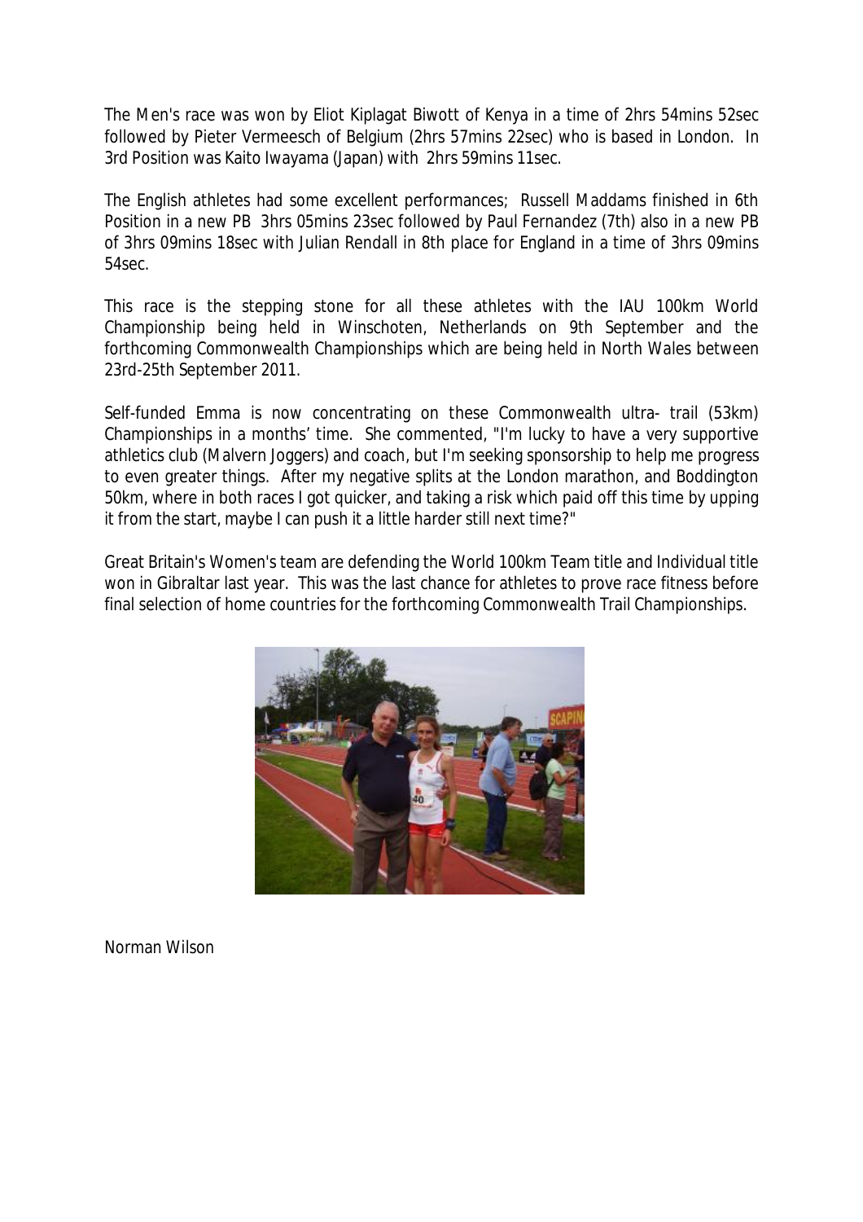The Men's race was won by Eliot Kiplagat Biwott of Kenya in a time of 2hrs 54mins 52sec followed by Pieter Vermeesch of Belgium (2hrs 57mins 22sec) who is based in London. In 3rd Position was Kaito Iwayama (Japan) with 2hrs 59mins 11sec.

The English athletes had some excellent performances; Russell Maddams finished in 6th Position in a new PB 3hrs 05mins 23sec followed by Paul Fernandez (7th) also in a new PB of 3hrs 09mins 18sec with Julian Rendall in 8th place for England in a time of 3hrs 09mins 54sec.

This race is the stepping stone for all these athletes with the IAU 100km World Championship being held in Winschoten, Netherlands on 9th September and the forthcoming Commonwealth Championships which are being held in North Wales between 23rd-25th September 2011.

Self-funded Emma is now concentrating on these Commonwealth ultra- trail (53km) Championships in a months' time. She commented, "I'm lucky to have a very supportive athletics club (Malvern Joggers) and coach, but I'm seeking sponsorship to help me progress to even greater things. After my negative splits at the London marathon, and Boddington 50km, where in both races I got quicker, and taking a risk which paid off this time by upping it from the start, maybe I can push it a little harder still next time?"

Great Britain's Women's team are defending the World 100km Team title and Individual title won in Gibraltar last year. This was the last chance for athletes to prove race fitness before final selection of home countries for the forthcoming Commonwealth Trail Championships.

Norman Wilson